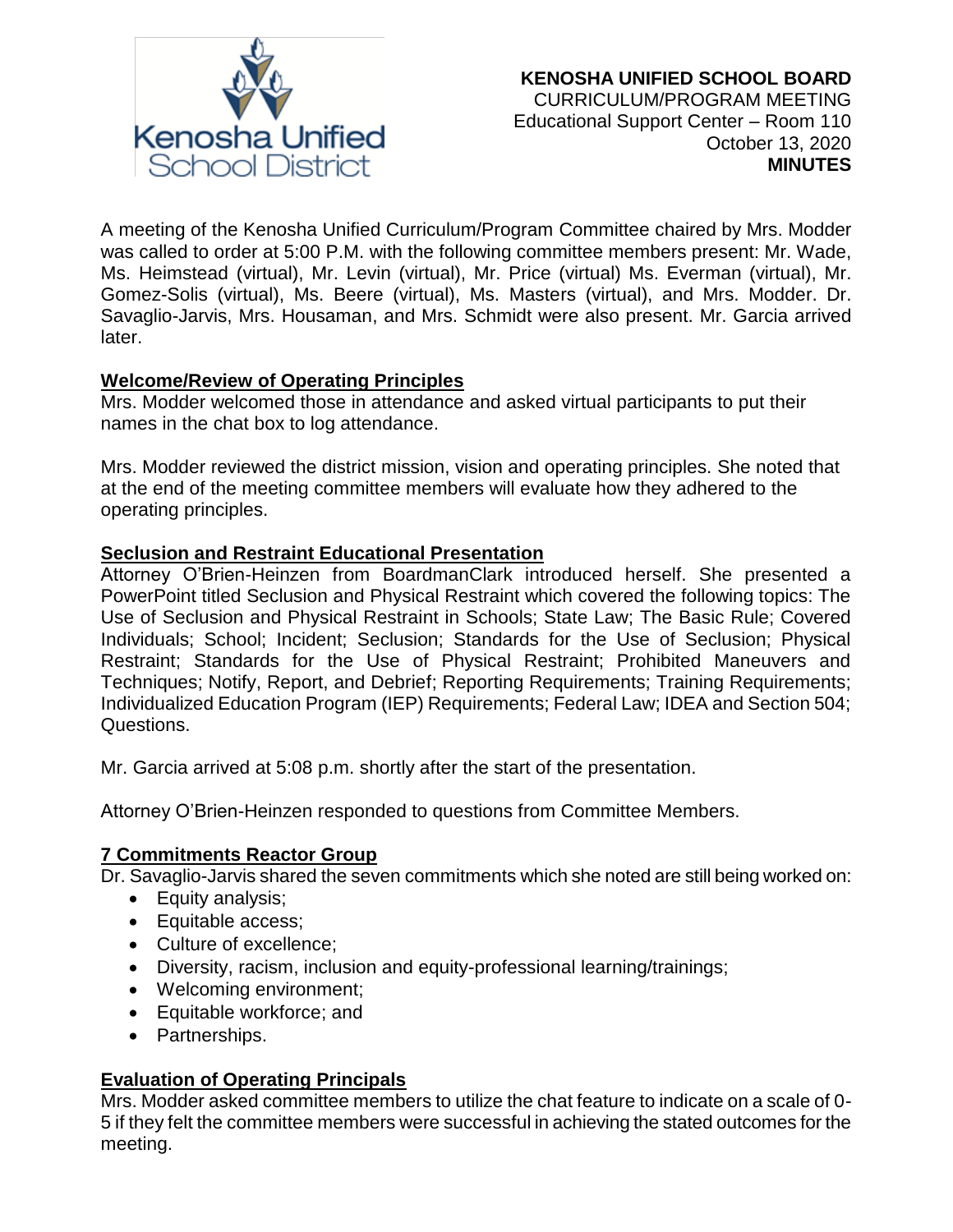**KENOSHA UNIFIED SCHOOL BOARD**
CURRICULUM/PROGRAM MEETING
Educational Support Center – Room 110
October 13, 2020
**MINUTES**

A meeting of the Kenosha Unified Curriculum/Program Committee chaired by Mrs. Modder was called to order at 5:00 P.M. with the following committee members present: Mr. Wade, Ms. Heimstead (virtual), Mr. Levin (virtual), Mr. Price (virtual) Ms. Everman (virtual), Mr. Gomez-Solis (virtual), Ms. Beere (virtual), Ms. Masters (virtual), and Mrs. Modder. Dr. Savaglio-Jarvis, Mrs. Housaman, and Mrs. Schmidt were also present. Mr. Garcia arrived later.

**Welcome/Review of Operating Principles**

Mrs. Modder welcomed those in attendance and asked virtual participants to put their names in the chat box to log attendance.

Mrs. Modder reviewed the district mission, vision and operating principles. She noted that at the end of the meeting committee members will evaluate how they adhered to the operating principles.

**Seclusion and Restraint Educational Presentation**

Attorney O'Brien-Heinzen from BoardmanClark introduced herself. She presented a PowerPoint titled Seclusion and Physical Restraint which covered the following topics: The Use of Seclusion and Physical Restraint in Schools; State Law; The Basic Rule; Covered Individuals; School; Incident; Seclusion; Standards for the Use of Seclusion; Physical Restraint; Standards for the Use of Physical Restraint; Prohibited Maneuvers and Techniques; Notify, Report, and Debrief; Reporting Requirements; Training Requirements; Individualized Education Program (IEP) Requirements; Federal Law; IDEA and Section 504; Questions.

Mr. Garcia arrived at 5:08 p.m. shortly after the start of the presentation.

Attorney O'Brien-Heinzen responded to questions from Committee Members.

**7 Commitments Reactor Group**

Dr. Savaglio-Jarvis shared the seven commitments which she noted are still being worked on:

- Equity analysis;
- Equitable access;
- Culture of excellence;
- Diversity, racism, inclusion and equity-professional learning/trainings;
- Welcoming environment;
- Equitable workforce; and
- Partnerships.

**Evaluation of Operating Principals**

Mrs. Modder asked committee members to utilize the chat feature to indicate on a scale of 0-5 if they felt the committee members were successful in achieving the stated outcomes for the meeting.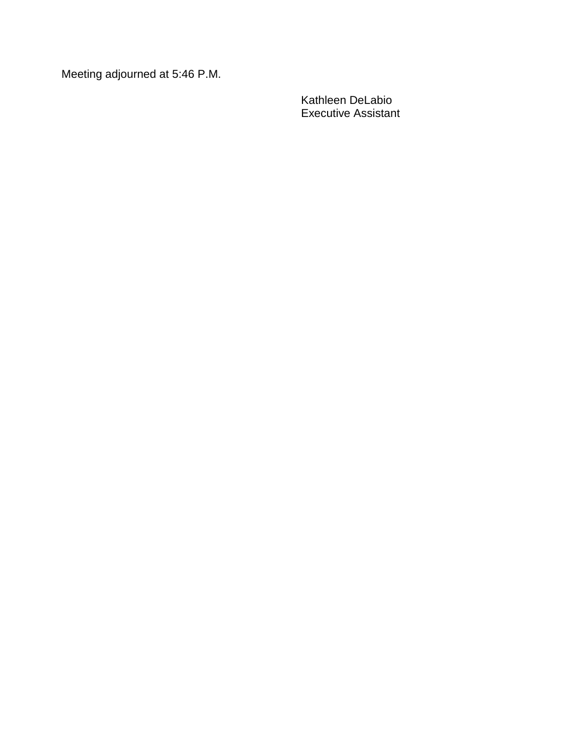Meeting adjourned at 5:46 P.M.

Kathleen DeLabio
Executive Assistant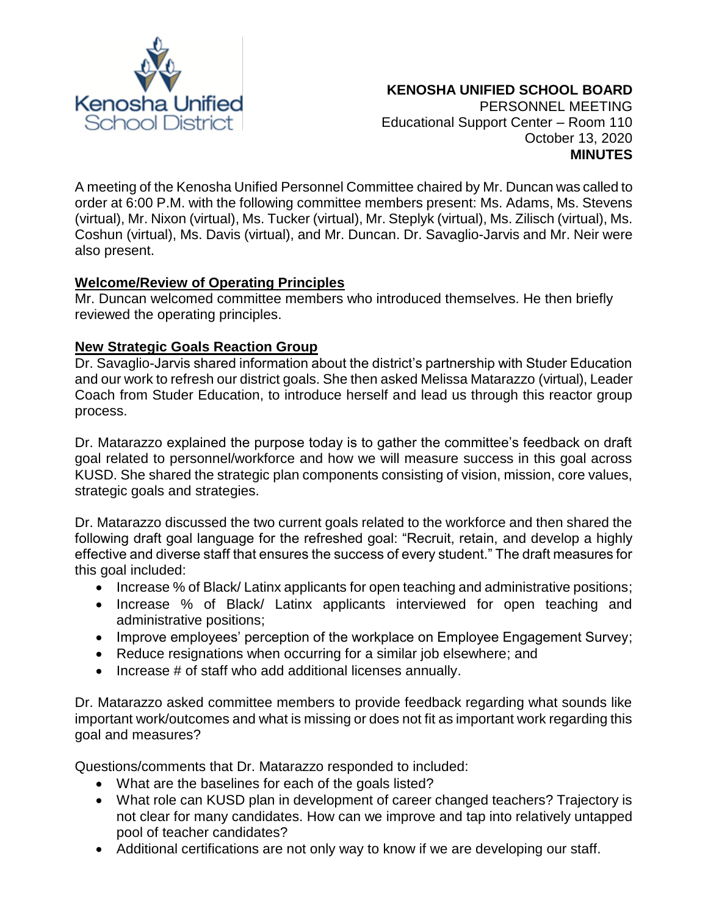**KENOSHA UNIFIED SCHOOL BOARD**
PERSONNEL MEETING
Educational Support Center – Room 110
October 13, 2020
**MINUTES**

A meeting of the Kenosha Unified Personnel Committee chaired by Mr. Duncan was called to order at 6:00 P.M. with the following committee members present: Ms. Adams, Ms. Stevens (virtual), Mr. Nixon (virtual), Ms. Tucker (virtual), Mr. Steplyk (virtual), Ms. Zilisch (virtual), Ms. Coshun (virtual), Ms. Davis (virtual), and Mr. Duncan. Dr. Savaglio-Jarvis and Mr. Neir were also present.

**Welcome/Review of Operating Principles**

Mr. Duncan welcomed committee members who introduced themselves. He then briefly reviewed the operating principles.

**New Strategic Goals Reaction Group**

Dr. Savaglio-Jarvis shared information about the district's partnership with Studer Education and our work to refresh our district goals. She then asked Melissa Matarazzo (virtual), Leader Coach from Studer Education, to introduce herself and lead us through this reactor group process.

Dr. Matarazzo explained the purpose today is to gather the committee's feedback on draft goal related to personnel/workforce and how we will measure success in this goal across KUSD. She shared the strategic plan components consisting of vision, mission, core values, strategic goals and strategies.

Dr. Matarazzo discussed the two current goals related to the workforce and then shared the following draft goal language for the refreshed goal: "Recruit, retain, and develop a highly effective and diverse staff that ensures the success of every student." The draft measures for this goal included:

- Increase % of Black/ Latinx applicants for open teaching and administrative positions;
- Increase % of Black/ Latinx applicants interviewed for open teaching and administrative positions;
- Improve employees' perception of the workplace on Employee Engagement Survey;
- Reduce resignations when occurring for a similar job elsewhere; and
- Increase # of staff who add additional licenses annually.

Dr. Matarazzo asked committee members to provide feedback regarding what sounds like important work/outcomes and what is missing or does not fit as important work regarding this goal and measures?

Questions/comments that Dr. Matarazzo responded to included:

- What are the baselines for each of the goals listed?
- What role can KUSD plan in development of career changed teachers? Trajectory is not clear for many candidates. How can we improve and tap into relatively untapped pool of teacher candidates?
- Additional certifications are not only way to know if we are developing our staff.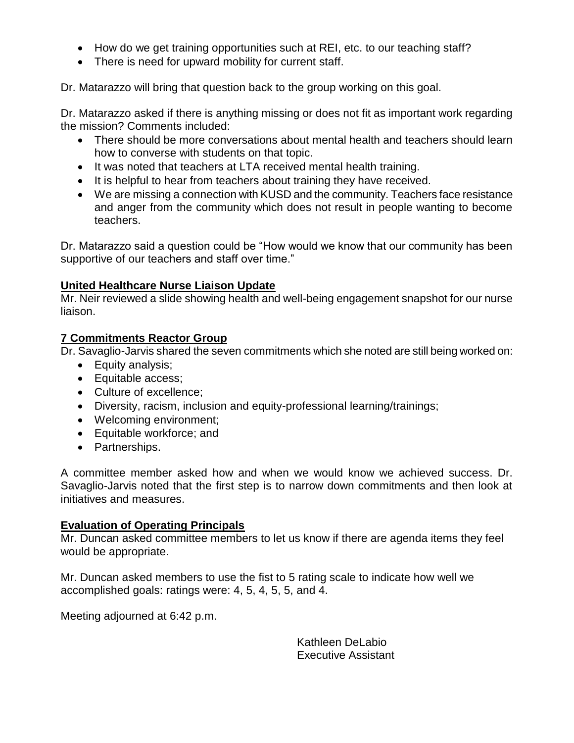- How do we get training opportunities such at REI, etc. to our teaching staff?
- There is need for upward mobility for current staff.

Dr. Matarazzo will bring that question back to the group working on this goal.

Dr. Matarazzo asked if there is anything missing or does not fit as important work regarding the mission? Comments included:

- There should be more conversations about mental health and teachers should learn how to converse with students on that topic.
- It was noted that teachers at LTA received mental health training.
- It is helpful to hear from teachers about training they have received.
- We are missing a connection with KUSD and the community. Teachers face resistance and anger from the community which does not result in people wanting to become teachers.

Dr. Matarazzo said a question could be "How would we know that our community has been supportive of our teachers and staff over time."

**United Healthcare Nurse Liaison Update**

Mr. Neir reviewed a slide showing health and well-being engagement snapshot for our nurse liaison.

**7 Commitments Reactor Group**

Dr. Savaglio-Jarvis shared the seven commitments which she noted are still being worked on:

- Equity analysis;
- Equitable access;
- Culture of excellence;
- Diversity, racism, inclusion and equity-professional learning/trainings;
- Welcoming environment;
- Equitable workforce; and
- Partnerships.

A committee member asked how and when we would know we achieved success. Dr. Savaglio-Jarvis noted that the first step is to narrow down commitments and then look at initiatives and measures.

**Evaluation of Operating Principals**

Mr. Duncan asked committee members to let us know if there are agenda items they feel would be appropriate.

Mr. Duncan asked members to use the fist to 5 rating scale to indicate how well we accomplished goals: ratings were: 4, 5, 4, 5, 5, and 4.

Meeting adjourned at 6:42 p.m.

Kathleen DeLabio
Executive Assistant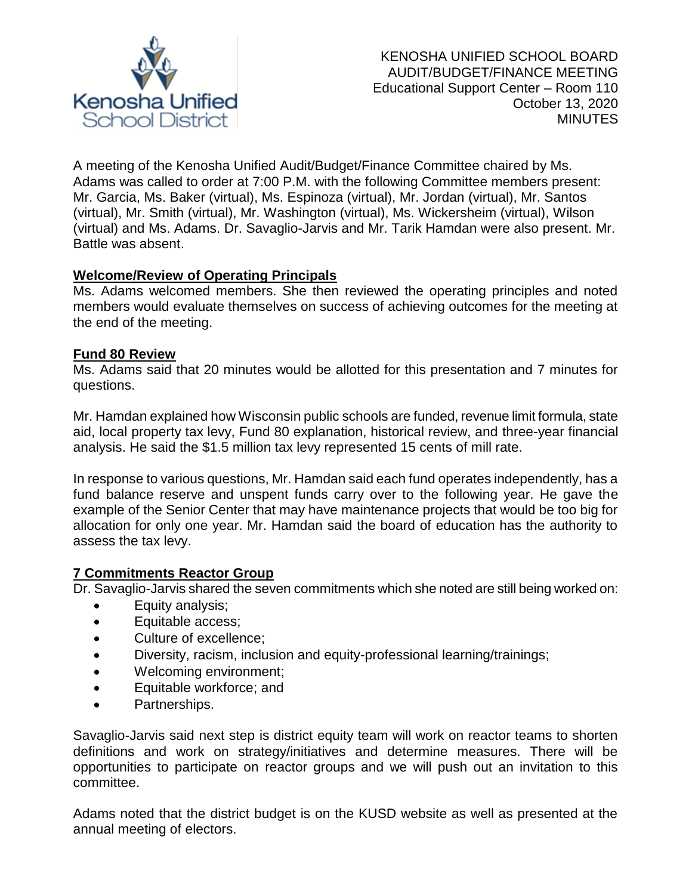KENOSHA UNIFIED SCHOOL BOARD
AUDIT/BUDGET/FINANCE MEETING
Educational Support Center – Room 110
October 13, 2020
MINUTES

A meeting of the Kenosha Unified Audit/Budget/Finance Committee chaired by Ms. Adams was called to order at 7:00 P.M. with the following Committee members present: Mr. Garcia, Ms. Baker (virtual), Ms. Espinoza (virtual), Mr. Jordan (virtual), Mr. Santos (virtual), Mr. Smith (virtual), Mr. Washington (virtual), Ms. Wickersheim (virtual), Wilson (virtual) and Ms. Adams. Dr. Savaglio-Jarvis and Mr. Tarik Hamdan were also present. Mr. Battle was absent.

**Welcome/Review of Operating Principals**

Ms. Adams welcomed members. She then reviewed the operating principles and noted members would evaluate themselves on success of achieving outcomes for the meeting at the end of the meeting.

**Fund 80 Review**

Ms. Adams said that 20 minutes would be allotted for this presentation and 7 minutes for questions.

Mr. Hamdan explained how Wisconsin public schools are funded, revenue limit formula, state aid, local property tax levy, Fund 80 explanation, historical review, and three-year financial analysis. He said the $1.5 million tax levy represented 15 cents of mill rate.

In response to various questions, Mr. Hamdan said each fund operates independently, has a fund balance reserve and unspent funds carry over to the following year. He gave the example of the Senior Center that may have maintenance projects that would be too big for allocation for only one year. Mr. Hamdan said the board of education has the authority to assess the tax levy.

**7 Commitments Reactor Group**

Dr. Savaglio-Jarvis shared the seven commitments which she noted are still being worked on:

- Equity analysis;
- Equitable access;
- Culture of excellence;
- Diversity, racism, inclusion and equity-professional learning/trainings;
- Welcoming environment;
- Equitable workforce; and
- Partnerships.

Savaglio-Jarvis said next step is district equity team will work on reactor teams to shorten definitions and work on strategy/initiatives and determine measures. There will be opportunities to participate on reactor groups and we will push out an invitation to this committee.

Adams noted that the district budget is on the KUSD website as well as presented at the annual meeting of electors.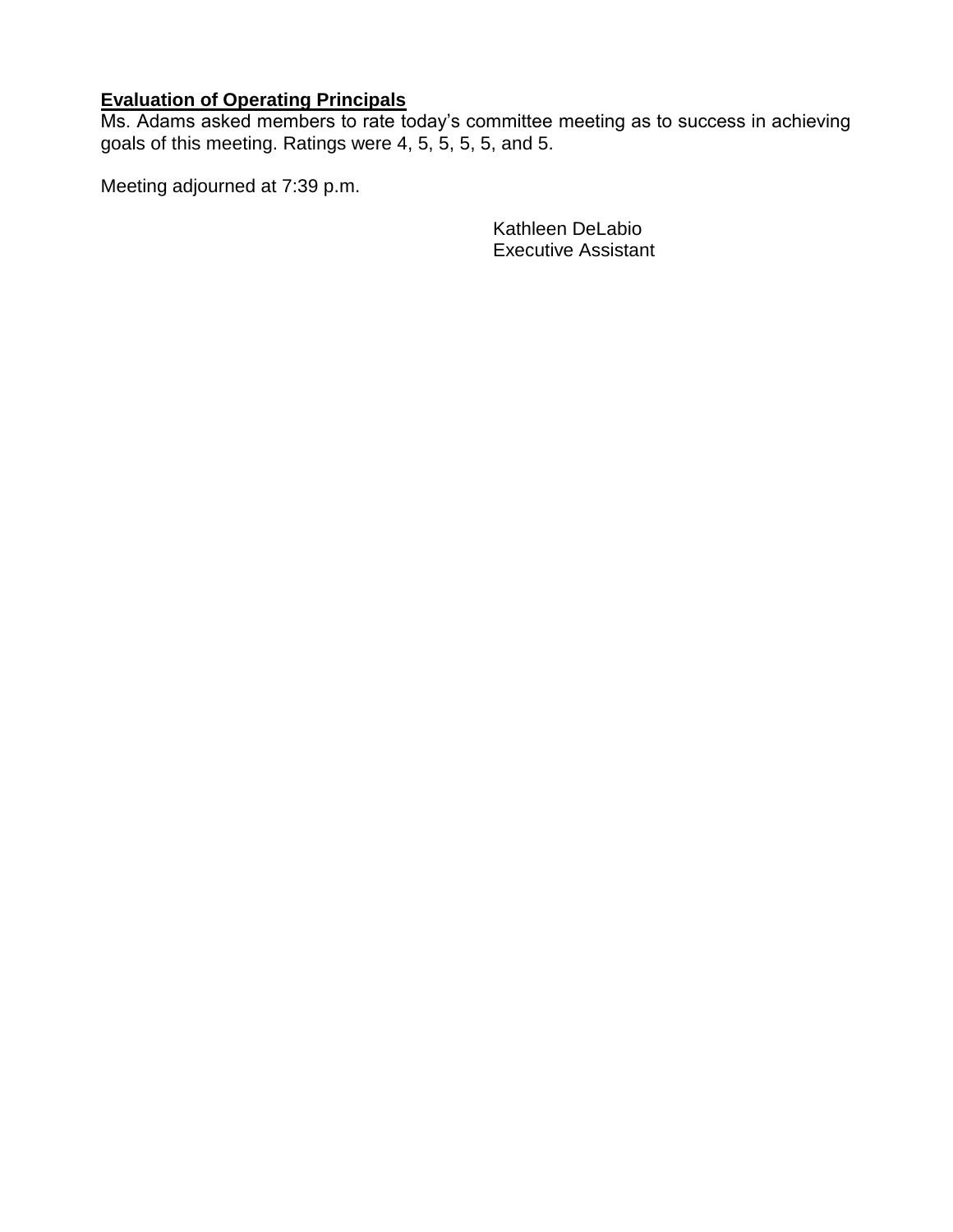**Evaluation of Operating Principals**

Ms. Adams asked members to rate today’s committee meeting as to success in achieving goals of this meeting. Ratings were 4, 5, 5, 5, 5, and 5.

Meeting adjourned at 7:39 p.m.

Kathleen DeLabio
Executive Assistant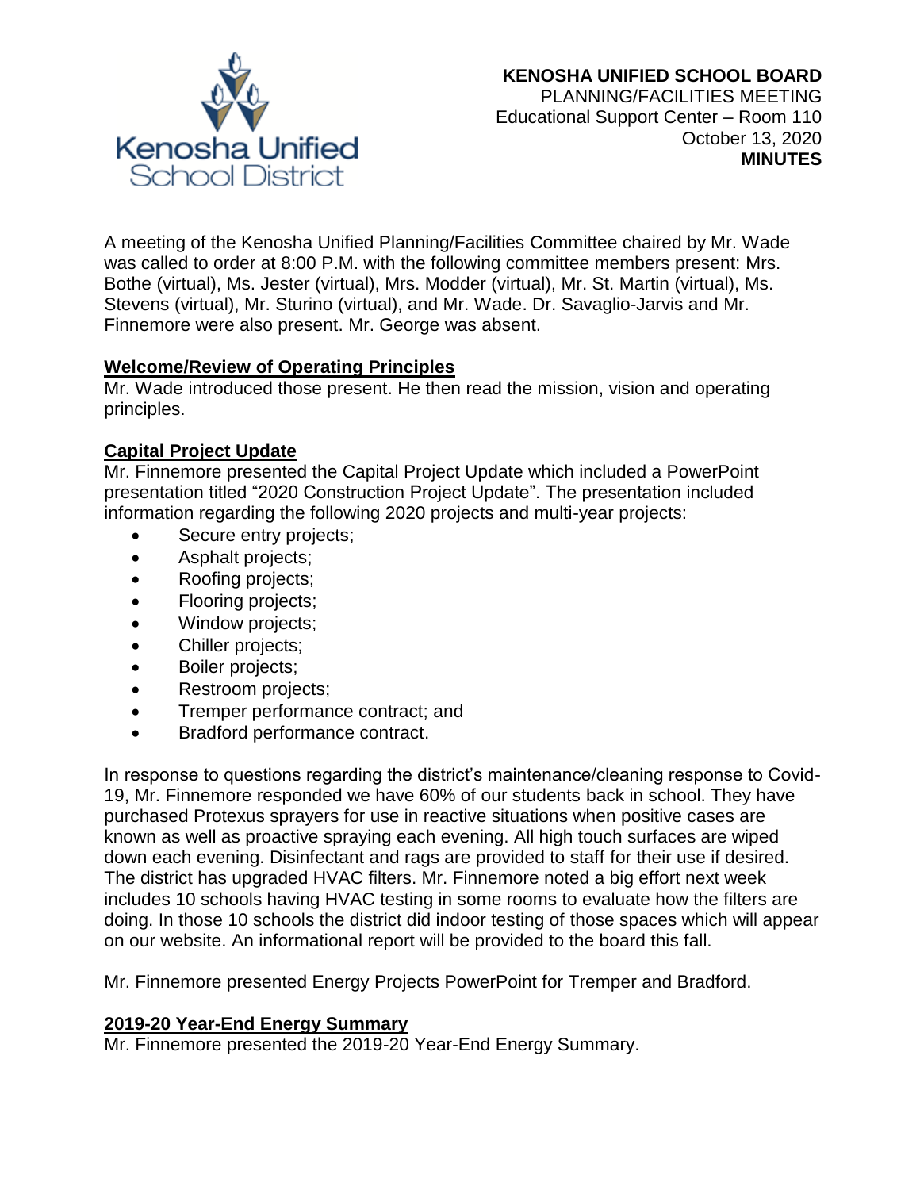Kenosha Unified School District

**KENOSHA UNIFIED SCHOOL BOARD**
PLANNING/FACILITIES MEETING
Educational Support Center – Room 110
October 13, 2020
**MINUTES**

A meeting of the Kenosha Unified Planning/Facilities Committee chaired by Mr. Wade was called to order at 8:00 P.M. with the following committee members present: Mrs. Bothe (virtual), Ms. Jester (virtual), Mrs. Modder (virtual), Mr. St. Martin (virtual), Ms. Stevens (virtual), Mr. Sturino (virtual), and Mr. Wade. Dr. Savaglio-Jarvis and Mr. Finnemore were also present. Mr. George was absent.

**Welcome/Review of Operating Principles**

Mr. Wade introduced those present. He then read the mission, vision and operating principles.

**Capital Project Update**

Mr. Finnemore presented the Capital Project Update which included a PowerPoint presentation titled "2020 Construction Project Update". The presentation included information regarding the following 2020 projects and multi-year projects:

- Secure entry projects;
- Asphalt projects;
- Roofing projects;
- Flooring projects;
- Window projects;
- Chiller projects;
- Boiler projects;
- Restroom projects;
- Tremper performance contract; and
- Bradford performance contract.

In response to questions regarding the district's maintenance/cleaning response to Covid-19, Mr. Finnemore responded we have 60% of our students back in school. They have purchased Protexus sprayers for use in reactive situations when positive cases are known as well as proactive spraying each evening. All high touch surfaces are wiped down each evening. Disinfectant and rags are provided to staff for their use if desired. The district has upgraded HVAC filters. Mr. Finnemore noted a big effort next week includes 10 schools having HVAC testing in some rooms to evaluate how the filters are doing. In those 10 schools the district did indoor testing of those spaces which will appear on our website. An informational report will be provided to the board this fall.

Mr. Finnemore presented Energy Projects PowerPoint for Tremper and Bradford.

**2019-20 Year-End Energy Summary**

Mr. Finnemore presented the 2019-20 Year-End Energy Summary.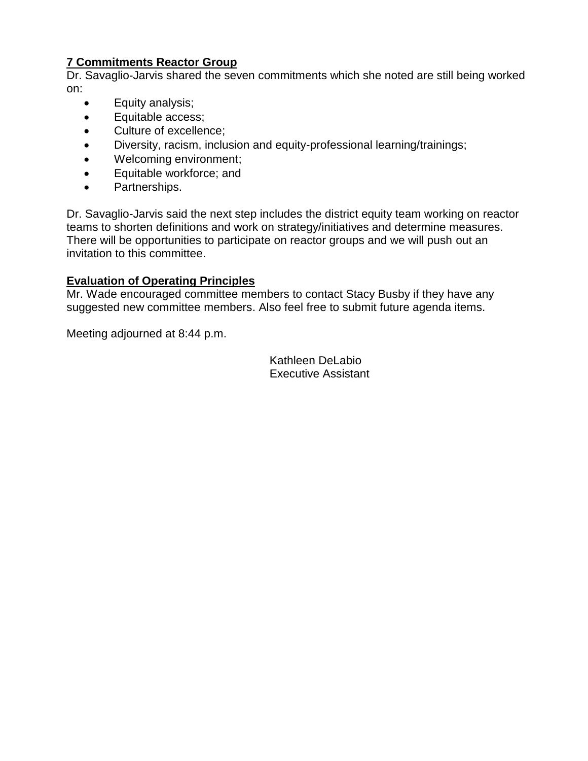**7 Commitments Reactor Group**

Dr. Savaglio-Jarvis shared the seven commitments which she noted are still being worked on:

- Equity analysis;
- Equitable access;
- Culture of excellence;
- Diversity, racism, inclusion and equity-professional learning/trainings;
- Welcoming environment;
- Equitable workforce; and
- Partnerships.

Dr. Savaglio-Jarvis said the next step includes the district equity team working on reactor teams to shorten definitions and work on strategy/initiatives and determine measures. There will be opportunities to participate on reactor groups and we will push out an invitation to this committee.

**Evaluation of Operating Principles**

Mr. Wade encouraged committee members to contact Stacy Busby if they have any suggested new committee members. Also feel free to submit future agenda items.

Meeting adjourned at 8:44 p.m.

Kathleen DeLabio
Executive Assistant